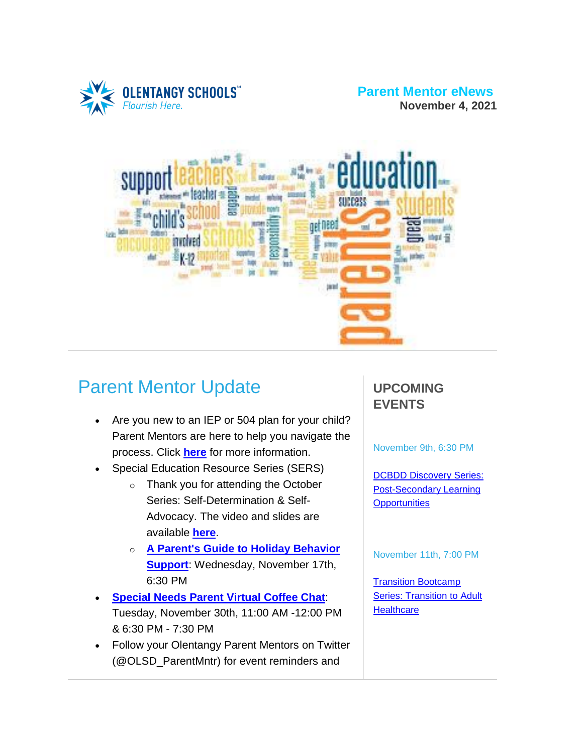OLENTANGY SCHOOLS
*Flourish Here.*

**Parent Mentor eNews**
**November 4, 2021**

# Parent Mentor Update

- Are you new to an IEP or 504 plan for your child? Parent Mentors are here to help you navigate the process. Click **here** for more information.
- Special Education Resource Series (SERS)
  - Thank you for attending the October Series: Self-Determination & Self-Advocacy. The video and slides are available **here**.
  - **A Parent's Guide to Holiday Behavior Support**: Wednesday, November 17th, 6:30 PM
- **Special Needs Parent Virtual Coffee Chat**: Tuesday, November 30th, 11:00 AM -12:00 PM & 6:30 PM - 7:30 PM
- Follow your Olentangy Parent Mentors on Twitter (@OLSD_ParentMntr) for event reminders and

## UPCOMING EVENTS

November 9th, 6:30 PM

DCBDD Discovery Series: Post-Secondary Learning Opportunities

November 11th, 7:00 PM

Transition Bootcamp Series: Transition to Adult Healthcare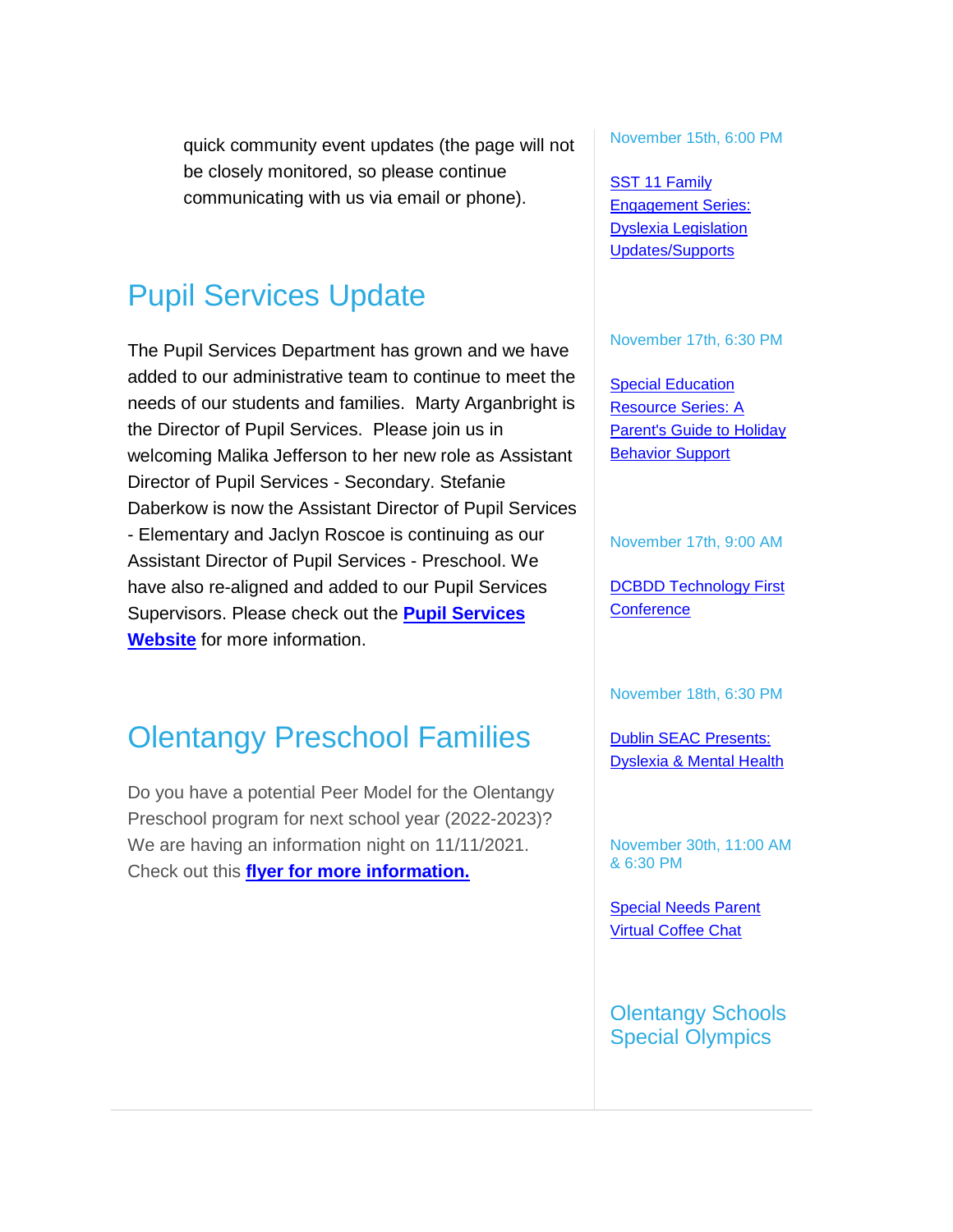quick community event updates (the page will not be closely monitored, so please continue communicating with us via email or phone).

## Pupil Services Update

The Pupil Services Department has grown and we have added to our administrative team to continue to meet the needs of our students and families. Marty Arganbright is the Director of Pupil Services. Please join us in welcoming Malika Jefferson to her new role as Assistant Director of Pupil Services - Secondary. Stefanie Daberkow is now the Assistant Director of Pupil Services - Elementary and Jaclyn Roscoe is continuing as our Assistant Director of Pupil Services - Preschool. We have also re-aligned and added to our Pupil Services Supervisors. Please check out the **Pupil Services Website** for more information.

## Olentangy Preschool Families

Do you have a potential Peer Model for the Olentangy Preschool program for next school year (2022-2023)? We are having an information night on 11/11/2021. Check out this **flyer for more information.**

November 15th, 6:00 PM

SST 11 Family Engagement Series: Dyslexia Legislation Updates/Supports

November 17th, 6:30 PM

Special Education Resource Series: A Parent's Guide to Holiday Behavior Support

November 17th, 9:00 AM

DCBDD Technology First Conference

November 18th, 6:30 PM

Dublin SEAC Presents: Dyslexia & Mental Health

November 30th, 11:00 AM & 6:30 PM

Special Needs Parent Virtual Coffee Chat

## Olentangy Schools Special Olympics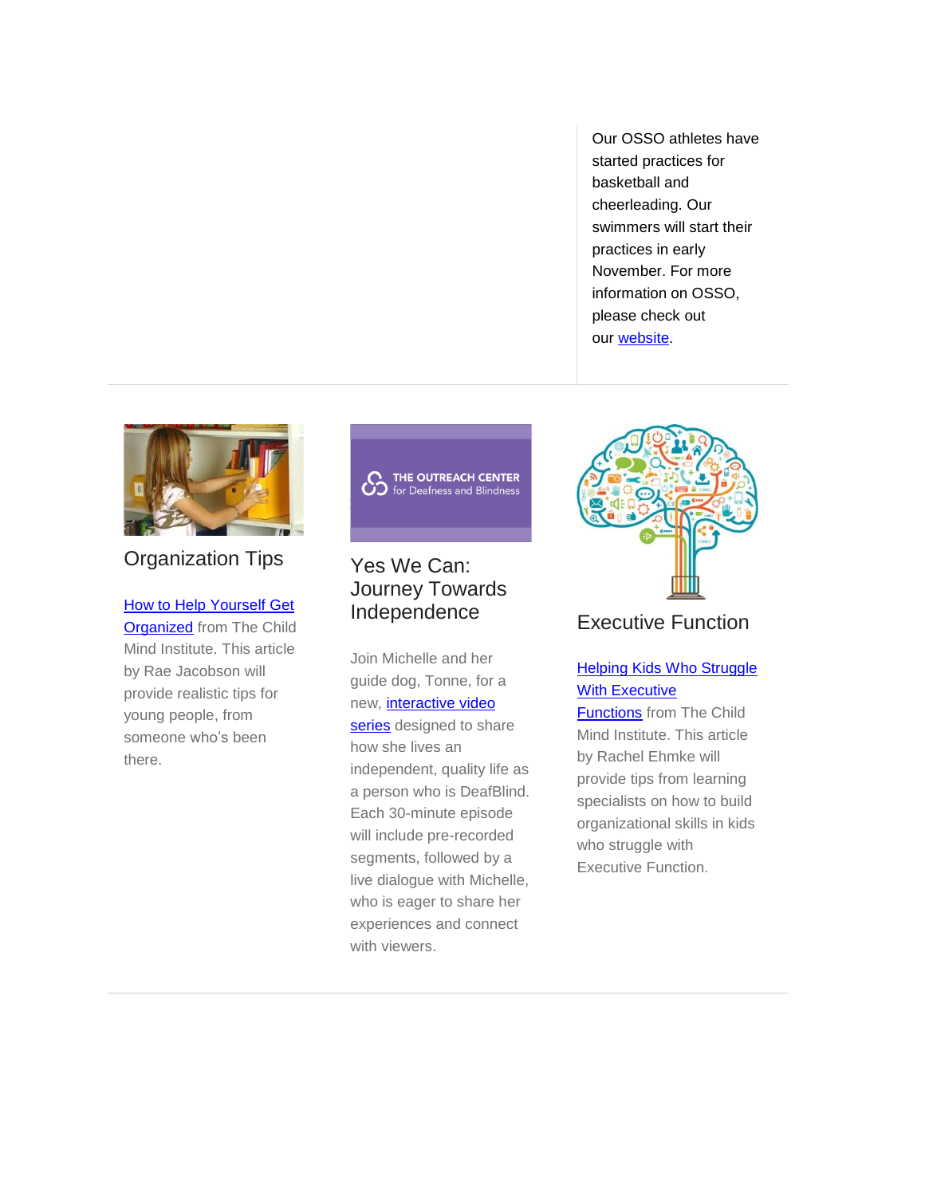Our OSSO athletes have started practices for basketball and cheerleading. Our swimmers will start their practices in early November. For more information on OSSO, please check out our [website](#).

---

## Organization Tips

[How to Help Yourself Get Organized](#) from The Child Mind Institute. This article by Rae Jacobson will provide realistic tips for young people, from someone who's been there.

## Yes We Can: Journey Towards Independence

Join Michelle and her guide dog, Tonne, for a new, [interactive video series](#) designed to share how she lives an independent, quality life as a person who is DeafBlind. Each 30-minute episode will include pre-recorded segments, followed by a live dialogue with Michelle, who is eager to share her experiences and connect with viewers.

## Executive Function

[Helping Kids Who Struggle With Executive Functions](#) from The Child Mind Institute. This article by Rachel Ehmke will provide tips from learning specialists on how to build organizational skills in kids who struggle with Executive Function.

---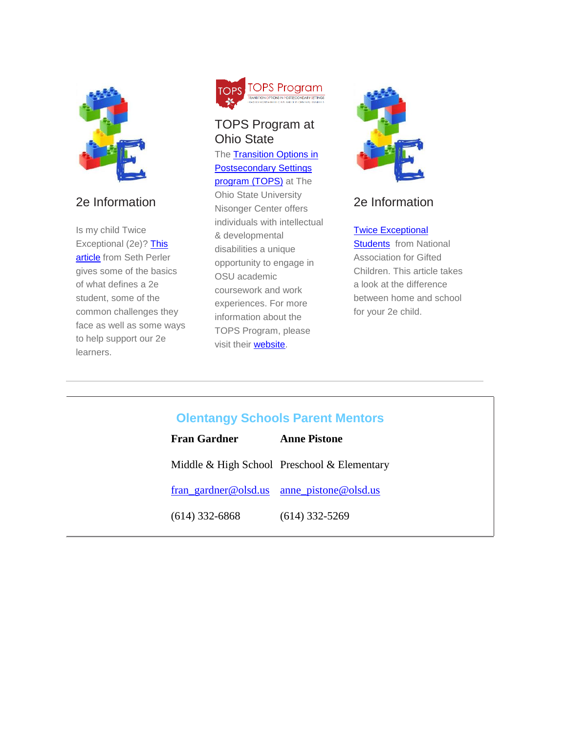## 2e Information

Is my child Twice Exceptional (2e)? This article from Seth Perler gives some of the basics of what defines a 2e student, some of the common challenges they face as well as some ways to help support our 2e learners.

## TOPS Program at Ohio State

The Transition Options in Postsecondary Settings program (TOPS) at The Ohio State University Nisonger Center offers individuals with intellectual & developmental disabilities a unique opportunity to engage in OSU academic coursework and work experiences. For more information about the TOPS Program, please visit their website.

## 2e Information

Twice Exceptional Students from National Association for Gifted Children. This article takes a look at the difference between home and school for your 2e child.

---

## Olentangy Schools Parent Mentors

| | |
|---|---|
| **Fran Gardner** | **Anne Pistone** |
| Middle & High School | Preschool & Elementary |
| fran_gardner@olsd.us | anne_pistone@olsd.us |
| (614) 332-6868 | (614) 332-5269 |